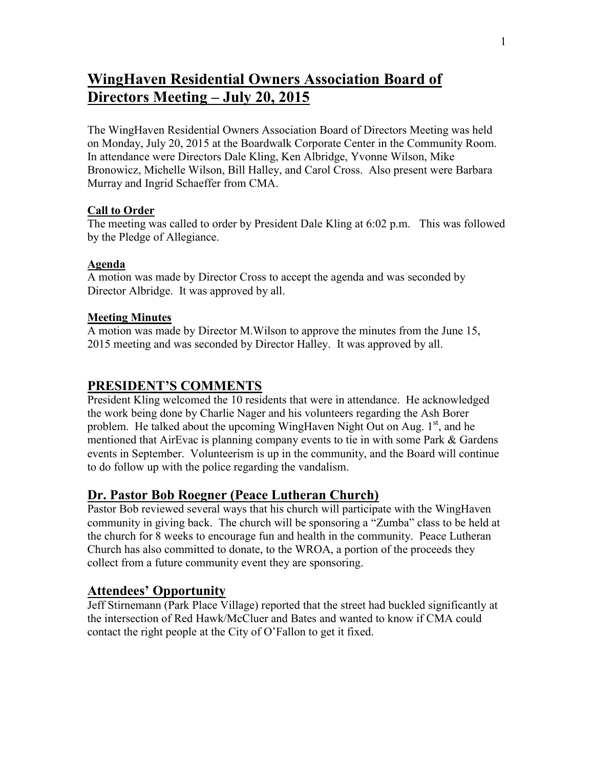# WingHaven Residential Owners Association Board of Directors Meeting – July 20, 2015

The WingHaven Residential Owners Association Board of Directors Meeting was held on Monday, July 20, 2015 at the Boardwalk Corporate Center in the Community Room. In attendance were Directors Dale Kling, Ken Albridge, Yvonne Wilson, Mike Bronowicz, Michelle Wilson, Bill Halley, and Carol Cross. Also present were Barbara Murray and Ingrid Schaeffer from CMA.

### Call to Order

The meeting was called to order by President Dale Kling at 6:02 p.m. This was followed by the Pledge of Allegiance.

### Agenda

A motion was made by Director Cross to accept the agenda and was seconded by Director Albridge. It was approved by all.

### Meeting Minutes

A motion was made by Director M.Wilson to approve the minutes from the June 15, 2015 meeting and was seconded by Director Halley. It was approved by all.

## PRESIDENT'S COMMENTS

President Kling welcomed the 10 residents that were in attendance. He acknowledged the work being done by Charlie Nager and his volunteers regarding the Ash Borer problem. He talked about the upcoming WingHaven Night Out on Aug. 1st, and he mentioned that AirEvac is planning company events to tie in with some Park & Gardens events in September. Volunteerism is up in the community, and the Board will continue to do follow up with the police regarding the vandalism.

## Dr. Pastor Bob Roegner (Peace Lutheran Church)

Pastor Bob reviewed several ways that his church will participate with the WingHaven community in giving back. The church will be sponsoring a "Zumba" class to be held at the church for 8 weeks to encourage fun and health in the community. Peace Lutheran Church has also committed to donate, to the WROA, a portion of the proceeds they collect from a future community event they are sponsoring.

## Attendees' Opportunity

Jeff Stirnemann (Park Place Village) reported that the street had buckled significantly at the intersection of Red Hawk/McCluer and Bates and wanted to know if CMA could contact the right people at the City of O'Fallon to get it fixed.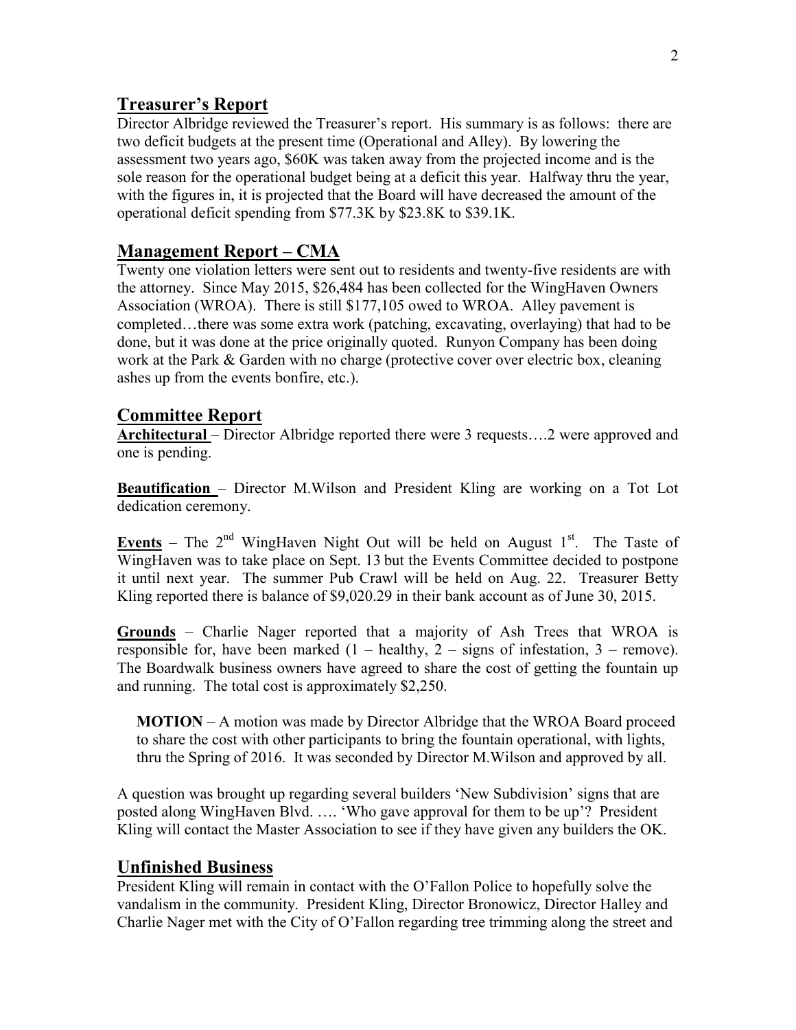## Treasurer's Report

Director Albridge reviewed the Treasurer's report. His summary is as follows: there are two deficit budgets at the present time (Operational and Alley). By lowering the assessment two years ago, $60K was taken away from the projected income and is the sole reason for the operational budget being at a deficit this year. Halfway thru the year, with the figures in, it is projected that the Board will have decreased the amount of the operational deficit spending from $77.3K by $23.8K to $39.1K.

## Management Report – CMA

Twenty one violation letters were sent out to residents and twenty-five residents are with the attorney. Since May 2015, $26,484 has been collected for the WingHaven Owners Association (WROA). There is still $177,105 owed to WROA. Alley pavement is completed…there was some extra work (patching, excavating, overlaying) that had to be done, but it was done at the price originally quoted. Runyon Company has been doing work at the Park & Garden with no charge (protective cover over electric box, cleaning ashes up from the events bonfire, etc.).

## Committee Report

**Architectural** – Director Albridge reported there were 3 requests….2 were approved and one is pending.

**Beautification** – Director M.Wilson and President Kling are working on a Tot Lot dedication ceremony.

**Events** – The 2nd WingHaven Night Out will be held on August 1st. The Taste of WingHaven was to take place on Sept. 13 but the Events Committee decided to postpone it until next year. The summer Pub Crawl will be held on Aug. 22. Treasurer Betty Kling reported there is balance of $9,020.29 in their bank account as of June 30, 2015.

**Grounds** – Charlie Nager reported that a majority of Ash Trees that WROA is responsible for, have been marked (1 – healthy, 2 – signs of infestation, 3 – remove). The Boardwalk business owners have agreed to share the cost of getting the fountain up and running. The total cost is approximately $2,250.

> **MOTION** – A motion was made by Director Albridge that the WROA Board proceed to share the cost with other participants to bring the fountain operational, with lights, thru the Spring of 2016. It was seconded by Director M.Wilson and approved by all.

A question was brought up regarding several builders 'New Subdivision' signs that are posted along WingHaven Blvd. …. 'Who gave approval for them to be up'? President Kling will contact the Master Association to see if they have given any builders the OK.

## Unfinished Business

President Kling will remain in contact with the O'Fallon Police to hopefully solve the vandalism in the community. President Kling, Director Bronowicz, Director Halley and Charlie Nager met with the City of O'Fallon regarding tree trimming along the street and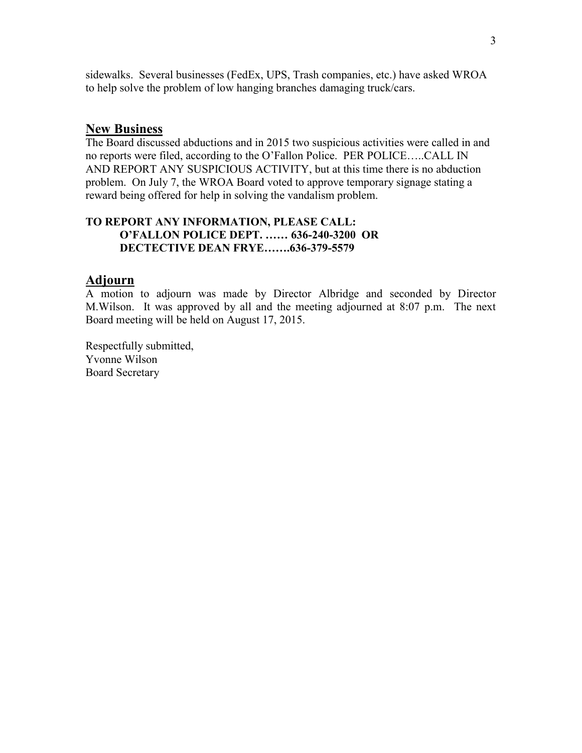sidewalks. Several businesses (FedEx, UPS, Trash companies, etc.) have asked WROA to help solve the problem of low hanging branches damaging truck/cars.

## New Business

The Board discussed abductions and in 2015 two suspicious activities were called in and no reports were filed, according to the O'Fallon Police. PER POLICE…..CALL IN AND REPORT ANY SUSPICIOUS ACTIVITY, but at this time there is no abduction problem. On July 7, the WROA Board voted to approve temporary signage stating a reward being offered for help in solving the vandalism problem.

**TO REPORT ANY INFORMATION, PLEASE CALL:**
**O'FALLON POLICE DEPT. …… 636-240-3200 OR**
**DECTECTIVE DEAN FRYE…….636-379-5579**

## Adjourn

A motion to adjourn was made by Director Albridge and seconded by Director M.Wilson. It was approved by all and the meeting adjourned at 8:07 p.m. The next Board meeting will be held on August 17, 2015.

Respectfully submitted,
Yvonne Wilson
Board Secretary